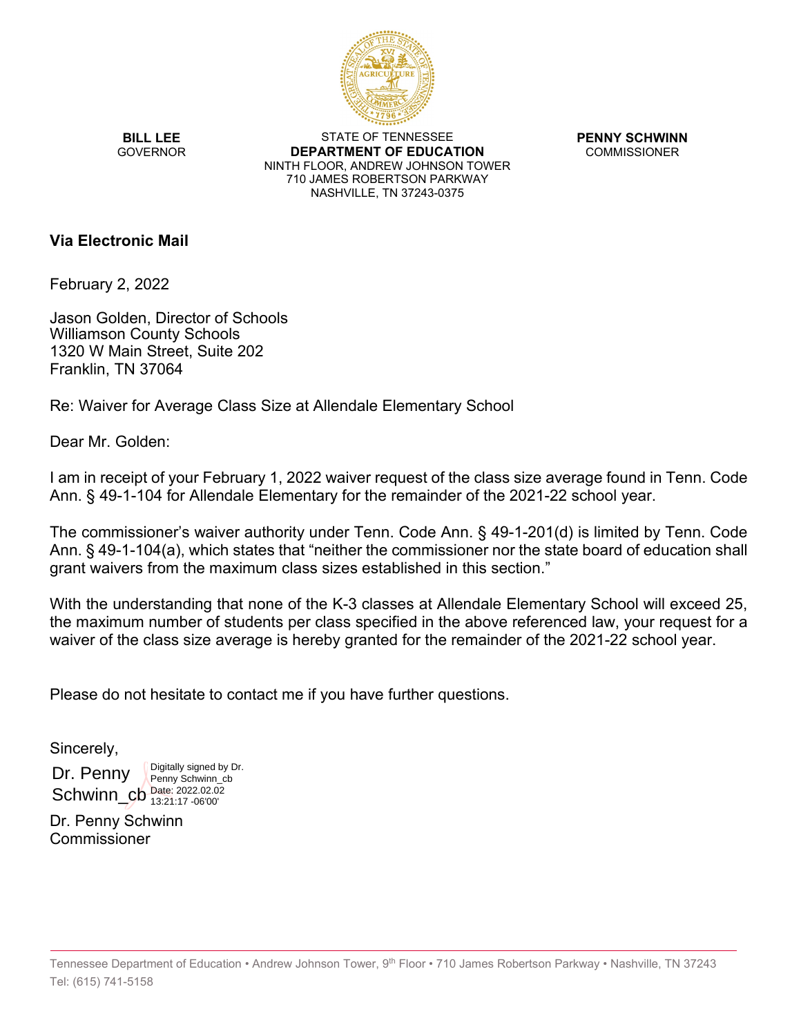**BILL LEE**
GOVERNOR

STATE OF TENNESSEE
**DEPARTMENT OF EDUCATION**
NINTH FLOOR, ANDREW JOHNSON TOWER
710 JAMES ROBERTSON PARKWAY
NASHVILLE, TN 37243-0375

**PENNY SCHWINN**
COMMISSIONER

**Via Electronic Mail**

February 2, 2022

Jason Golden, Director of Schools
Williamson County Schools
1320 W Main Street, Suite 202
Franklin, TN 37064

Re: Waiver for Average Class Size at Allendale Elementary School

Dear Mr. Golden:

I am in receipt of your February 1, 2022 waiver request of the class size average found in Tenn. Code Ann. § 49-1-104 for Allendale Elementary for the remainder of the 2021-22 school year.

The commissioner's waiver authority under Tenn. Code Ann. § 49-1-201(d) is limited by Tenn. Code Ann. § 49-1-104(a), which states that "neither the commissioner nor the state board of education shall grant waivers from the maximum class sizes established in this section."

With the understanding that none of the K-3 classes at Allendale Elementary School will exceed 25, the maximum number of students per class specified in the above referenced law, your request for a waiver of the class size average is hereby granted for the remainder of the 2021-22 school year.

Please do not hesitate to contact me if you have further questions.

Sincerely,

Dr. Penny Schwinn_cb
Digitally signed by Dr. Penny Schwinn_cb
Date: 2022.02.02 13:21:17 -06'00'

Dr. Penny Schwinn
Commissioner

Tennessee Department of Education • Andrew Johnson Tower, 9th Floor • 710 James Robertson Parkway • Nashville, TN 37243
Tel: (615) 741-5158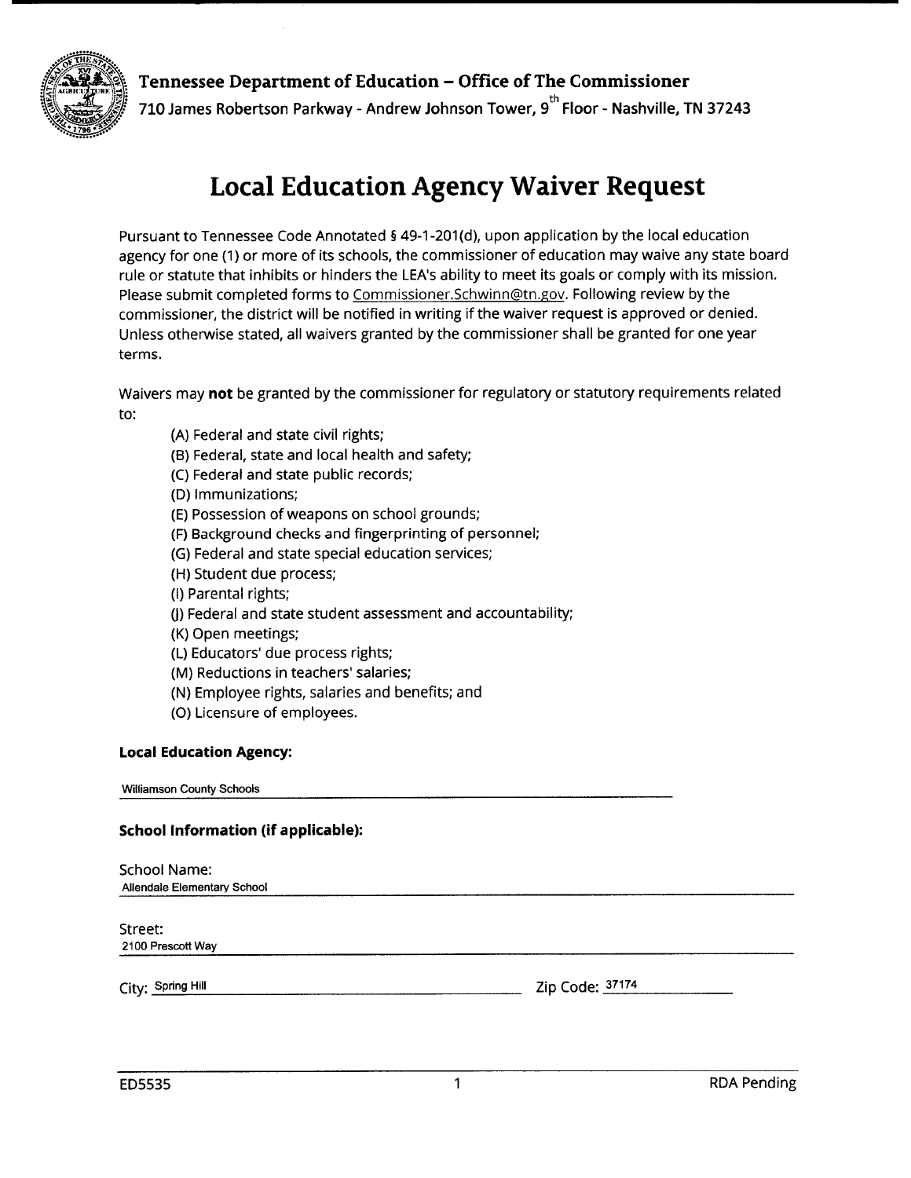**Tennessee Department of Education – Office of The Commissioner**
710 James Robertson Parkway - Andrew Johnson Tower, 9th Floor - Nashville, TN 37243

# Local Education Agency Waiver Request

Pursuant to Tennessee Code Annotated § 49-1-201(d), upon application by the local education agency for one (1) or more of its schools, the commissioner of education may waive any state board rule or statute that inhibits or hinders the LEA's ability to meet its goals or comply with its mission. Please submit completed forms to Commissioner.Schwinn@tn.gov. Following review by the commissioner, the district will be notified in writing if the waiver request is approved or denied. Unless otherwise stated, all waivers granted by the commissioner shall be granted for one year terms.

Waivers may **not** be granted by the commissioner for regulatory or statutory requirements related to:

- (A) Federal and state civil rights;
- (B) Federal, state and local health and safety;
- (C) Federal and state public records;
- (D) Immunizations;
- (E) Possession of weapons on school grounds;
- (F) Background checks and fingerprinting of personnel;
- (G) Federal and state special education services;
- (H) Student due process;
- (I) Parental rights;
- (J) Federal and state student assessment and accountability;
- (K) Open meetings;
- (L) Educators' due process rights;
- (M) Reductions in teachers' salaries;
- (N) Employee rights, salaries and benefits; and
- (O) Licensure of employees.

**Local Education Agency:**

Williamson County Schools

**School Information (if applicable):**

School Name:
Allendale Elementary School

Street:
2100 Prescott Way

City: Spring Hill  Zip Code: 37174

ED5535  RDA Pending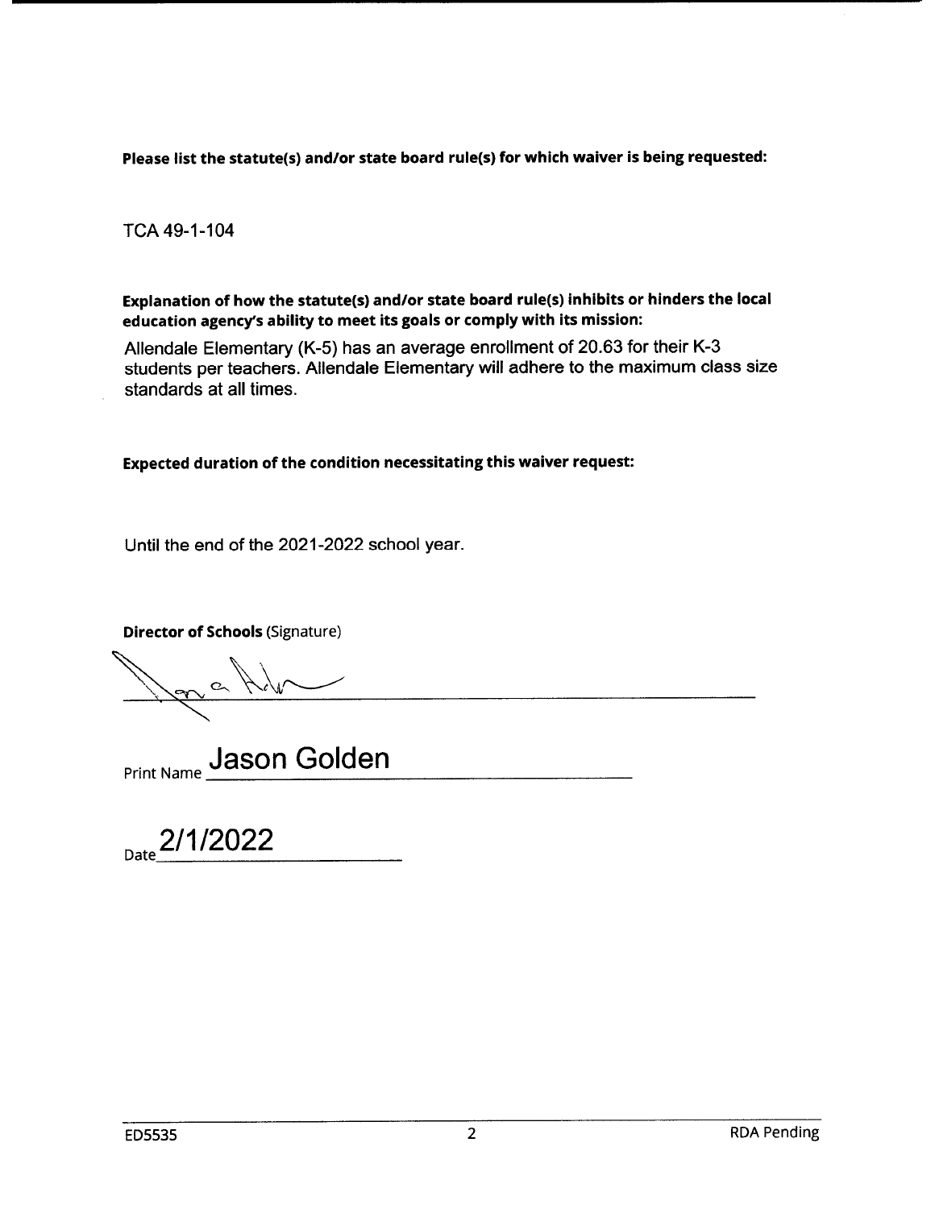**Please list the statute(s) and/or state board rule(s) for which waiver is being requested:**

TCA 49-1-104

**Explanation of how the statute(s) and/or state board rule(s) inhibits or hinders the local education agency's ability to meet its goals or comply with its mission:**

Allendale Elementary (K-5) has an average enrollment of 20.63 for their K-3 students per teachers. Allendale Elementary will adhere to the maximum class size standards at all times.

**Expected duration of the condition necessitating this waiver request:**

Until the end of the 2021-2022 school year.

**Director of Schools** (Signature)

Print Name Jason Golden

Date 2/1/2022